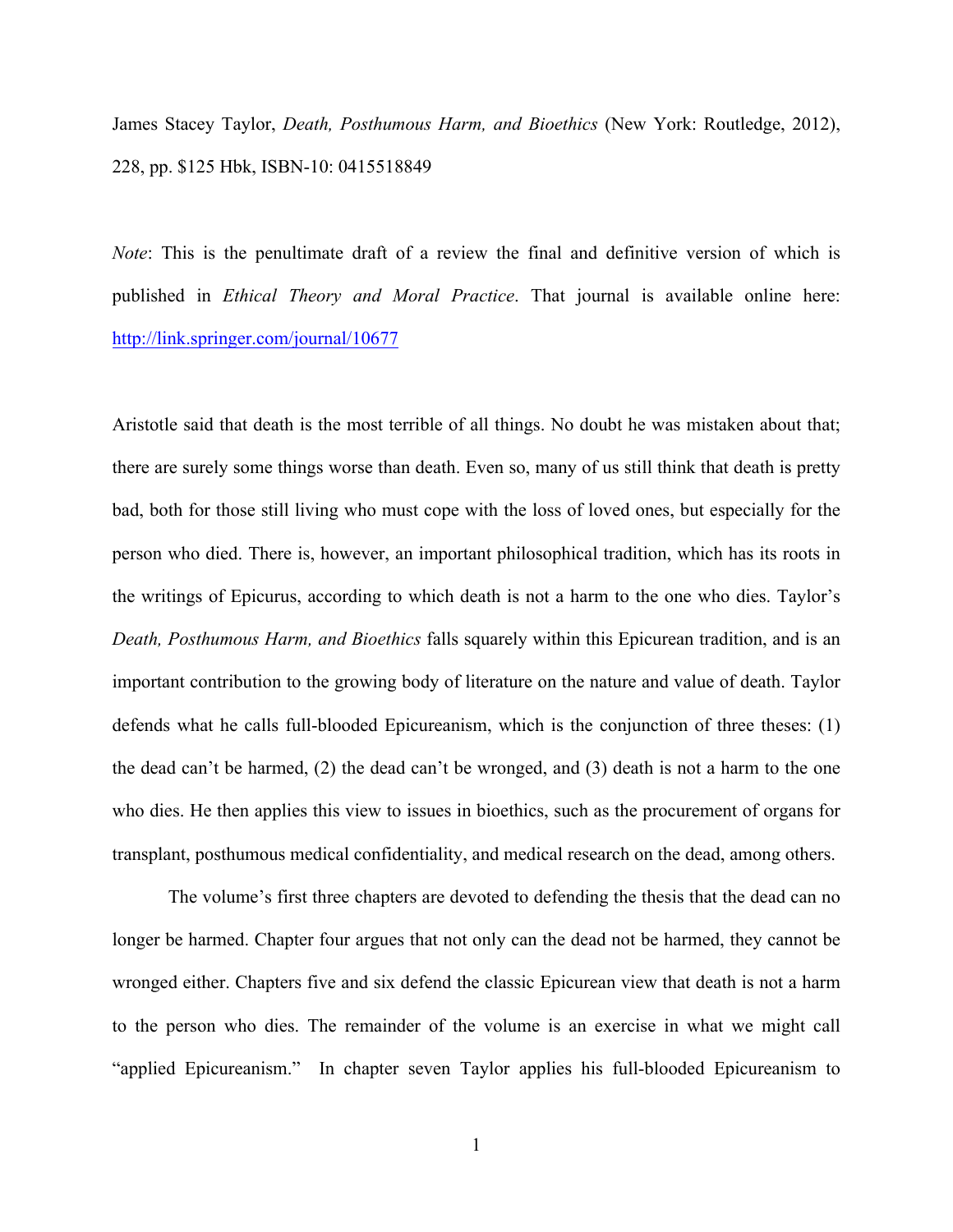James Stacey Taylor, *Death, Posthumous Harm, and Bioethics* (New York: Routledge, 2012), 228, pp. $125 Hbk, ISBN-10: 0415518849

*Note*: This is the penultimate draft of a review the final and definitive version of which is published in *Ethical Theory and Moral Practice*. That journal is available online here: http://link.springer.com/journal/10677

Aristotle said that death is the most terrible of all things. No doubt he was mistaken about that; there are surely some things worse than death. Even so, many of us still think that death is pretty bad, both for those still living who must cope with the loss of loved ones, but especially for the person who died. There is, however, an important philosophical tradition, which has its roots in the writings of Epicurus, according to which death is not a harm to the one who dies. Taylor's *Death, Posthumous Harm, and Bioethics* falls squarely within this Epicurean tradition, and is an important contribution to the growing body of literature on the nature and value of death. Taylor defends what he calls full-blooded Epicureanism, which is the conjunction of three theses: (1) the dead can't be harmed, (2) the dead can't be wronged, and (3) death is not a harm to the one who dies. He then applies this view to issues in bioethics, such as the procurement of organs for transplant, posthumous medical confidentiality, and medical research on the dead, among others.

The volume's first three chapters are devoted to defending the thesis that the dead can no longer be harmed. Chapter four argues that not only can the dead not be harmed, they cannot be wronged either. Chapters five and six defend the classic Epicurean view that death is not a harm to the person who dies. The remainder of the volume is an exercise in what we might call "applied Epicureanism." In chapter seven Taylor applies his full-blooded Epicureanism to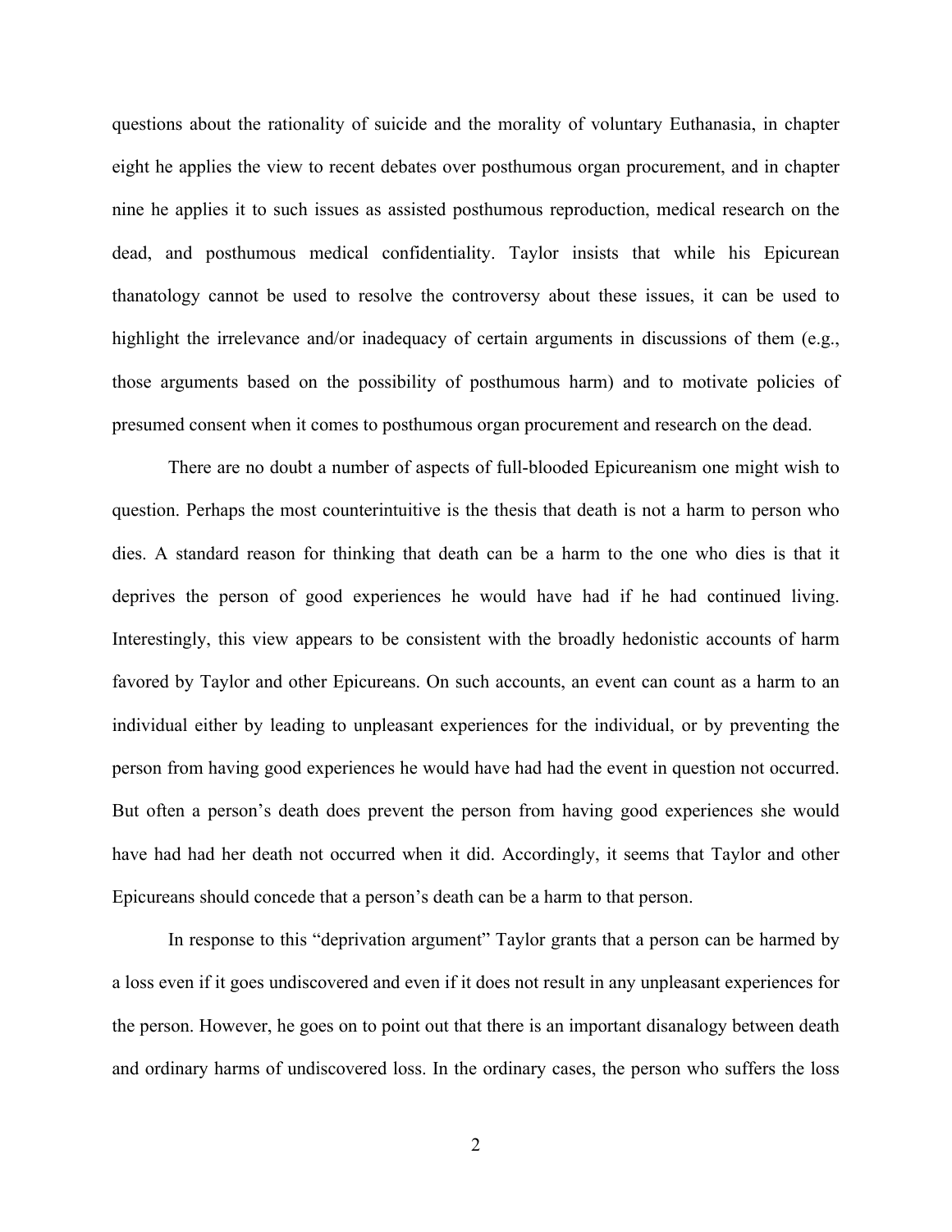questions about the rationality of suicide and the morality of voluntary Euthanasia, in chapter eight he applies the view to recent debates over posthumous organ procurement, and in chapter nine he applies it to such issues as assisted posthumous reproduction, medical research on the dead, and posthumous medical confidentiality. Taylor insists that while his Epicurean thanatology cannot be used to resolve the controversy about these issues, it can be used to highlight the irrelevance and/or inadequacy of certain arguments in discussions of them (e.g., those arguments based on the possibility of posthumous harm) and to motivate policies of presumed consent when it comes to posthumous organ procurement and research on the dead.

There are no doubt a number of aspects of full-blooded Epicureanism one might wish to question. Perhaps the most counterintuitive is the thesis that death is not a harm to person who dies. A standard reason for thinking that death can be a harm to the one who dies is that it deprives the person of good experiences he would have had if he had continued living. Interestingly, this view appears to be consistent with the broadly hedonistic accounts of harm favored by Taylor and other Epicureans. On such accounts, an event can count as a harm to an individual either by leading to unpleasant experiences for the individual, or by preventing the person from having good experiences he would have had had the event in question not occurred. But often a person's death does prevent the person from having good experiences she would have had had her death not occurred when it did. Accordingly, it seems that Taylor and other Epicureans should concede that a person's death can be a harm to that person.

In response to this "deprivation argument" Taylor grants that a person can be harmed by a loss even if it goes undiscovered and even if it does not result in any unpleasant experiences for the person. However, he goes on to point out that there is an important disanalogy between death and ordinary harms of undiscovered loss. In the ordinary cases, the person who suffers the loss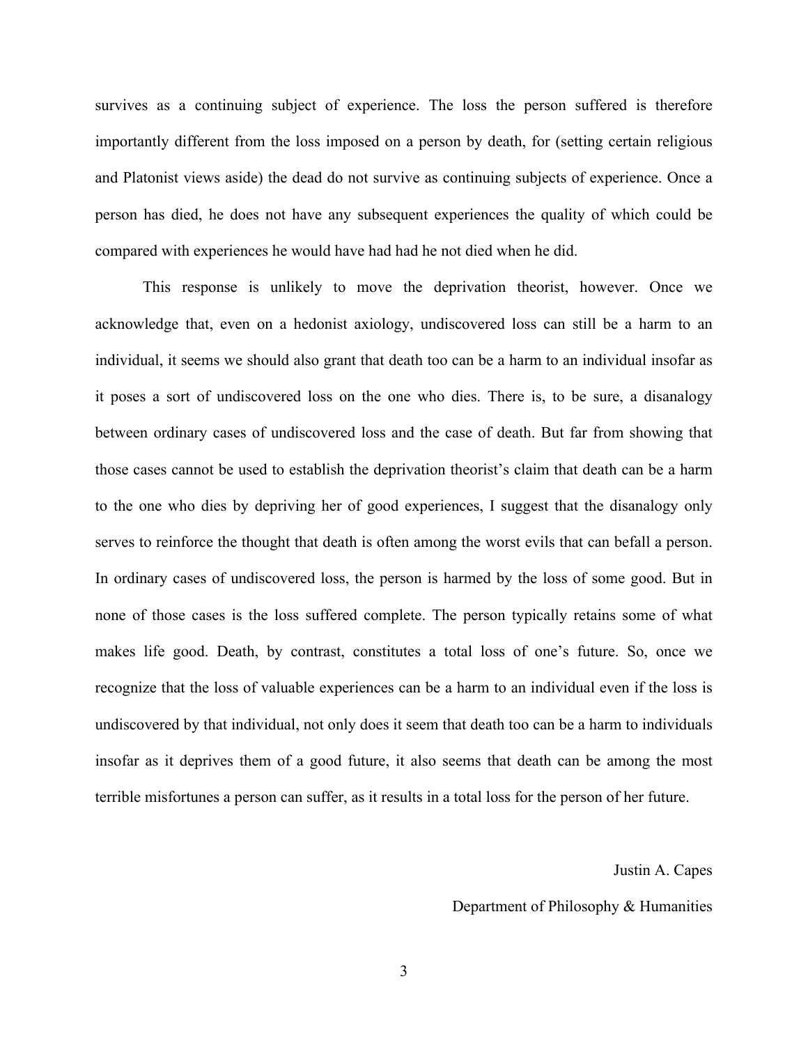survives as a continuing subject of experience. The loss the person suffered is therefore importantly different from the loss imposed on a person by death, for (setting certain religious and Platonist views aside) the dead do not survive as continuing subjects of experience. Once a person has died, he does not have any subsequent experiences the quality of which could be compared with experiences he would have had had he not died when he did.

This response is unlikely to move the deprivation theorist, however. Once we acknowledge that, even on a hedonist axiology, undiscovered loss can still be a harm to an individual, it seems we should also grant that death too can be a harm to an individual insofar as it poses a sort of undiscovered loss on the one who dies. There is, to be sure, a disanalogy between ordinary cases of undiscovered loss and the case of death. But far from showing that those cases cannot be used to establish the deprivation theorist's claim that death can be a harm to the one who dies by depriving her of good experiences, I suggest that the disanalogy only serves to reinforce the thought that death is often among the worst evils that can befall a person. In ordinary cases of undiscovered loss, the person is harmed by the loss of some good. But in none of those cases is the loss suffered complete. The person typically retains some of what makes life good. Death, by contrast, constitutes a total loss of one's future. So, once we recognize that the loss of valuable experiences can be a harm to an individual even if the loss is undiscovered by that individual, not only does it seem that death too can be a harm to individuals insofar as it deprives them of a good future, it also seems that death can be among the most terrible misfortunes a person can suffer, as it results in a total loss for the person of her future.

Justin A. Capes

Department of Philosophy & Humanities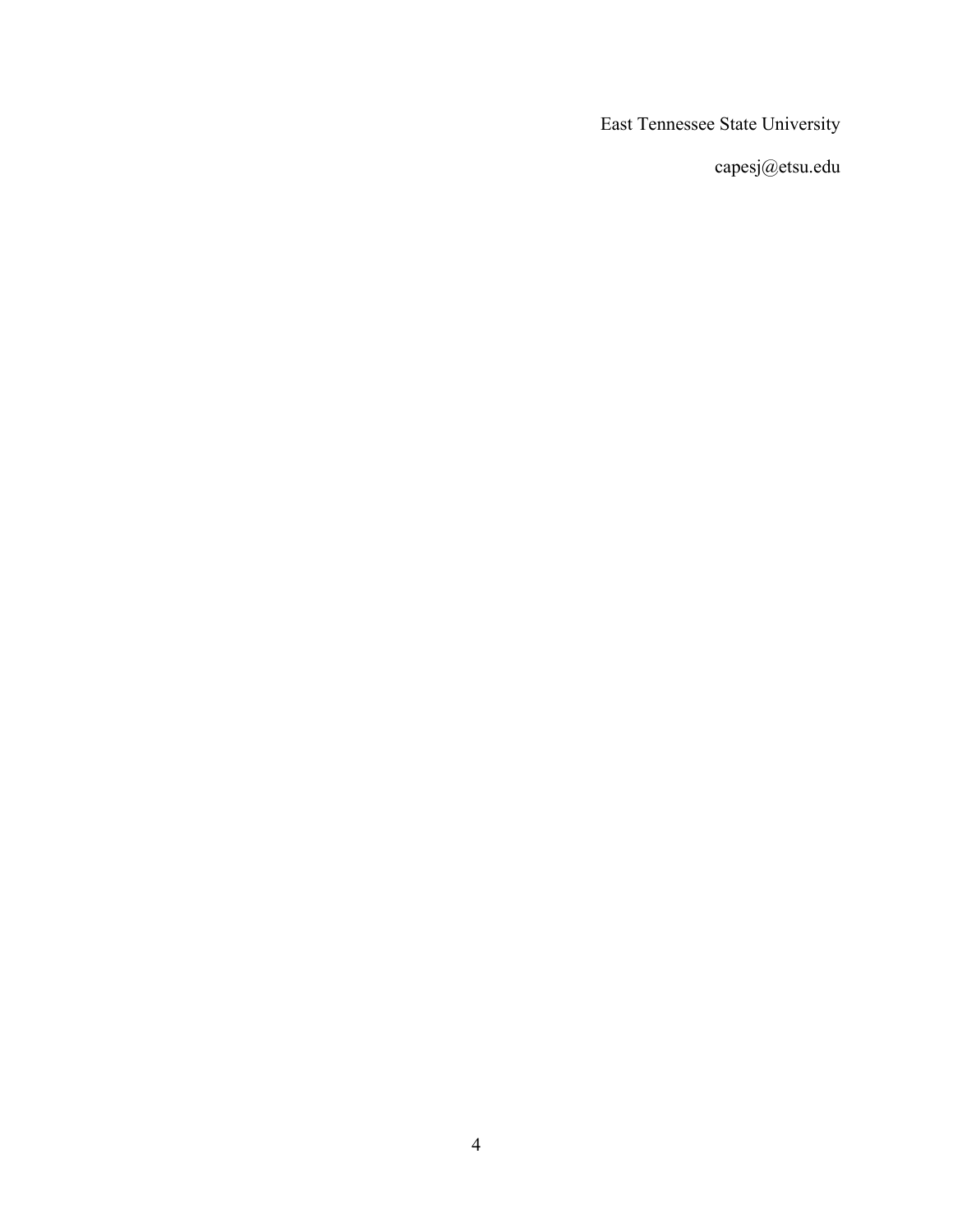East Tennessee State University

capesj@etsu.edu